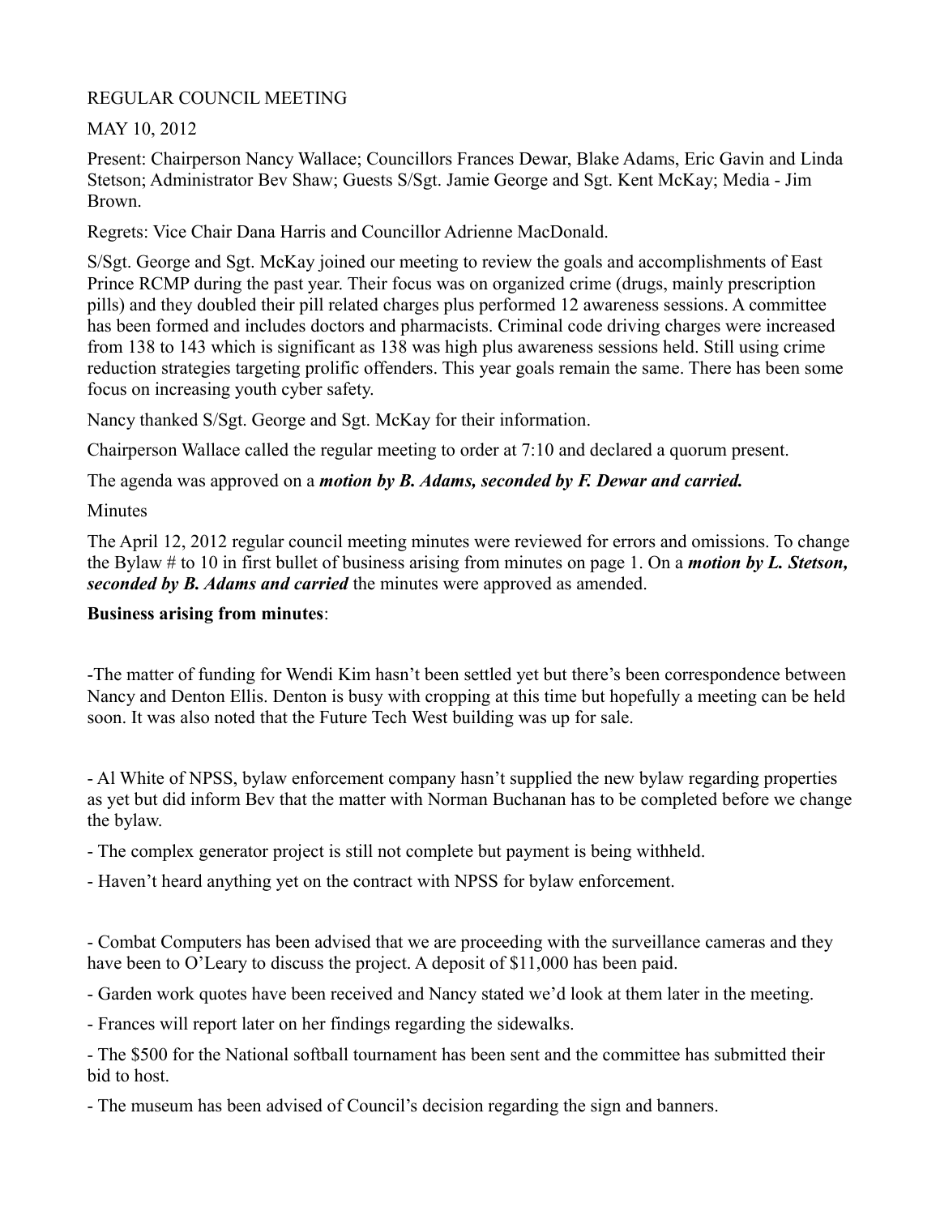REGULAR COUNCIL MEETING

MAY 10, 2012

Present: Chairperson Nancy Wallace; Councillors Frances Dewar, Blake Adams, Eric Gavin and Linda Stetson; Administrator Bev Shaw; Guests S/Sgt. Jamie George and Sgt. Kent McKay; Media - Jim Brown.

Regrets: Vice Chair Dana Harris and Councillor Adrienne MacDonald.

S/Sgt. George and Sgt. McKay joined our meeting to review the goals and accomplishments of East Prince RCMP during the past year. Their focus was on organized crime (drugs, mainly prescription pills) and they doubled their pill related charges plus performed 12 awareness sessions. A committee has been formed and includes doctors and pharmacists. Criminal code driving charges were increased from 138 to 143 which is significant as 138 was high plus awareness sessions held. Still using crime reduction strategies targeting prolific offenders. This year goals remain the same. There has been some focus on increasing youth cyber safety.

Nancy thanked S/Sgt. George and Sgt. McKay for their information.

Chairperson Wallace called the regular meeting to order at 7:10 and declared a quorum present.

The agenda was approved on a ***motion by B. Adams, seconded by F. Dewar and carried.***

Minutes

The April 12, 2012 regular council meeting minutes were reviewed for errors and omissions. To change the Bylaw # to 10 in first bullet of business arising from minutes on page 1. On a ***motion by L. Stetson, seconded by B. Adams and carried*** the minutes were approved as amended.

**Business arising from minutes**:

-The matter of funding for Wendi Kim hasn't been settled yet but there's been correspondence between Nancy and Denton Ellis. Denton is busy with cropping at this time but hopefully a meeting can be held soon. It was also noted that the Future Tech West building was up for sale.

- Al White of NPSS, bylaw enforcement company hasn't supplied the new bylaw regarding properties as yet but did inform Bev that the matter with Norman Buchanan has to be completed before we change the bylaw.

- The complex generator project is still not complete but payment is being withheld.

- Haven't heard anything yet on the contract with NPSS for bylaw enforcement.

- Combat Computers has been advised that we are proceeding with the surveillance cameras and they have been to O'Leary to discuss the project. A deposit of $11,000 has been paid.

- Garden work quotes have been received and Nancy stated we'd look at them later in the meeting.

- Frances will report later on her findings regarding the sidewalks.

- The $500 for the National softball tournament has been sent and the committee has submitted their bid to host.

- The museum has been advised of Council's decision regarding the sign and banners.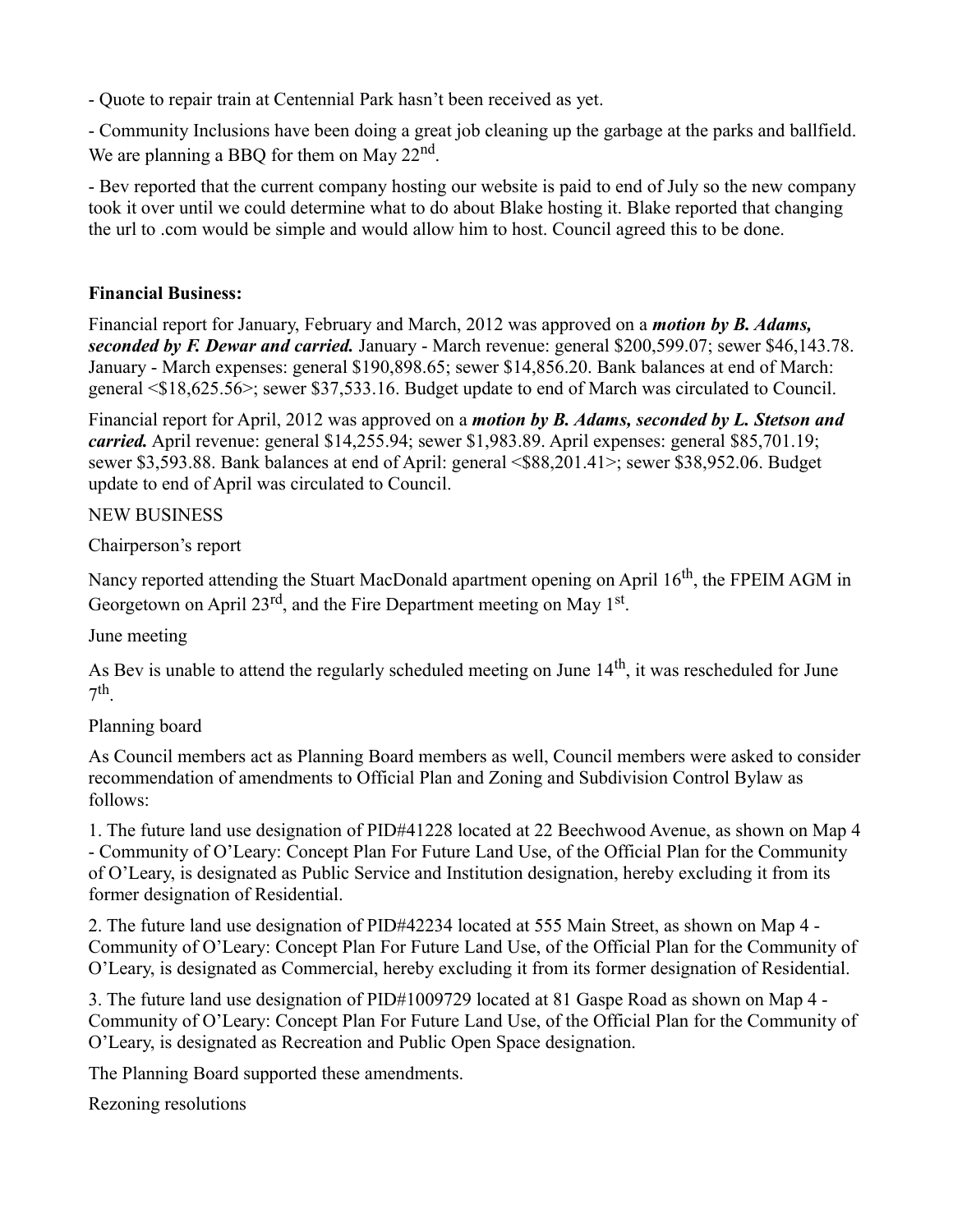- Quote to repair train at Centennial Park hasn't been received as yet.

- Community Inclusions have been doing a great job cleaning up the garbage at the parks and ballfield. We are planning a BBQ for them on May 22nd.

- Bev reported that the current company hosting our website is paid to end of July so the new company took it over until we could determine what to do about Blake hosting it. Blake reported that changing the url to .com would be simple and would allow him to host. Council agreed this to be done.

**Financial Business:**

Financial report for January, February and March, 2012 was approved on a ***motion by B. Adams, seconded by F. Dewar and carried.*** January - March revenue: general $200,599.07; sewer $46,143.78. January - March expenses: general $190,898.65; sewer $14,856.20. Bank balances at end of March: general <$18,625.56>; sewer $37,533.16. Budget update to end of March was circulated to Council.

Financial report for April, 2012 was approved on a ***motion by B. Adams, seconded by L. Stetson and carried.*** April revenue: general $14,255.94; sewer $1,983.89. April expenses: general $85,701.19; sewer $3,593.88. Bank balances at end of April: general <$88,201.41>; sewer $38,952.06. Budget update to end of April was circulated to Council.

NEW BUSINESS

Chairperson's report

Nancy reported attending the Stuart MacDonald apartment opening on April 16th, the FPEIM AGM in Georgetown on April 23rd, and the Fire Department meeting on May 1st.

June meeting

As Bev is unable to attend the regularly scheduled meeting on June 14th, it was rescheduled for June 7th.

Planning board

As Council members act as Planning Board members as well, Council members were asked to consider recommendation of amendments to Official Plan and Zoning and Subdivision Control Bylaw as follows:

1. The future land use designation of PID#41228 located at 22 Beechwood Avenue, as shown on Map 4 - Community of O'Leary: Concept Plan For Future Land Use, of the Official Plan for the Community of O'Leary, is designated as Public Service and Institution designation, hereby excluding it from its former designation of Residential.

2. The future land use designation of PID#42234 located at 555 Main Street, as shown on Map 4 - Community of O'Leary: Concept Plan For Future Land Use, of the Official Plan for the Community of O'Leary, is designated as Commercial, hereby excluding it from its former designation of Residential.

3. The future land use designation of PID#1009729 located at 81 Gaspe Road as shown on Map 4 - Community of O'Leary: Concept Plan For Future Land Use, of the Official Plan for the Community of O'Leary, is designated as Recreation and Public Open Space designation.

The Planning Board supported these amendments.

Rezoning resolutions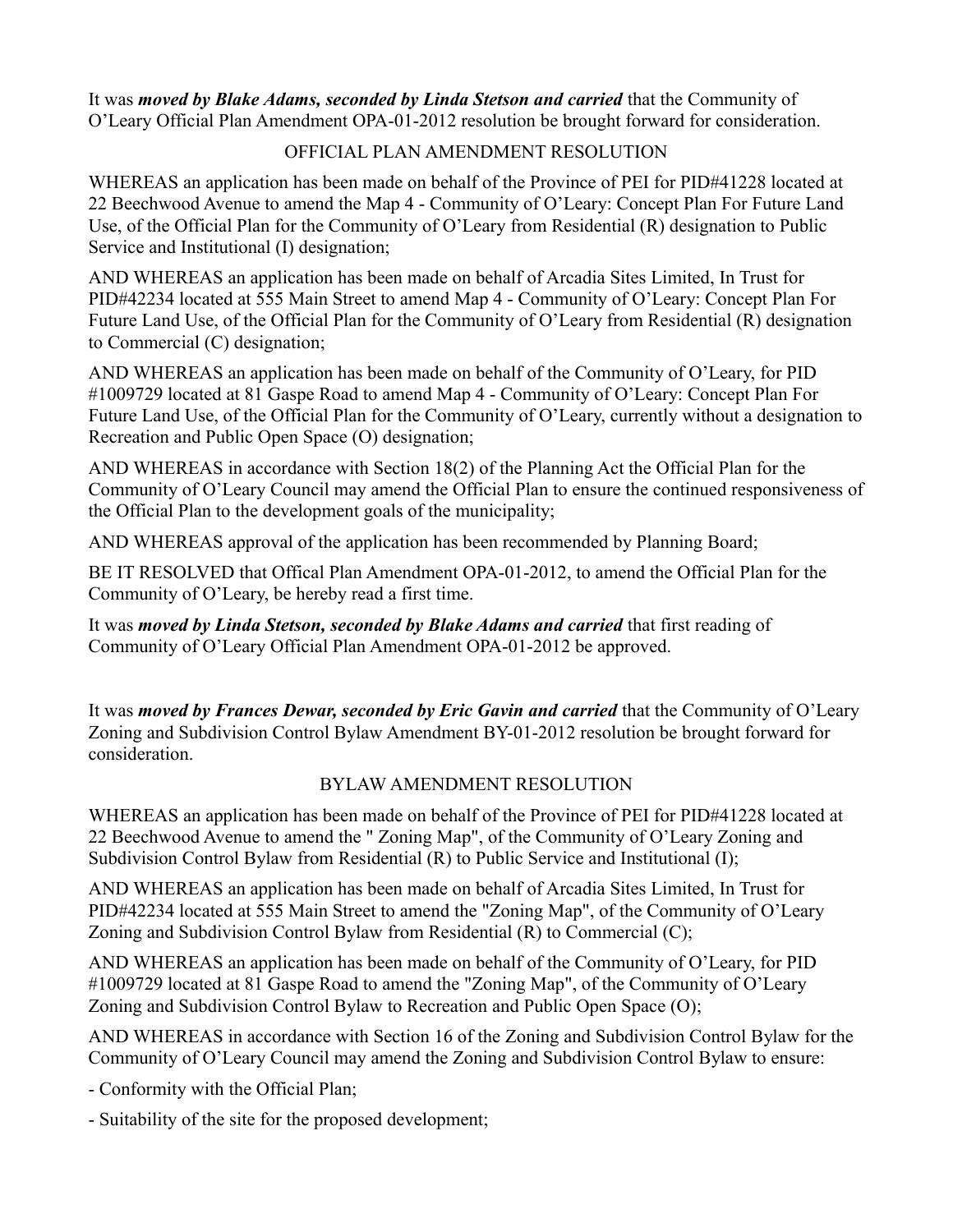It was ***moved by Blake Adams, seconded by Linda Stetson and carried*** that the Community of O'Leary Official Plan Amendment OPA-01-2012 resolution be brought forward for consideration.

OFFICIAL PLAN AMENDMENT RESOLUTION

WHEREAS an application has been made on behalf of the Province of PEI for PID#41228 located at 22 Beechwood Avenue to amend the Map 4 - Community of O'Leary: Concept Plan For Future Land Use, of the Official Plan for the Community of O'Leary from Residential (R) designation to Public Service and Institutional (I) designation;

AND WHEREAS an application has been made on behalf of Arcadia Sites Limited, In Trust for PID#42234 located at 555 Main Street to amend Map 4 - Community of O'Leary: Concept Plan For Future Land Use, of the Official Plan for the Community of O'Leary from Residential (R) designation to Commercial (C) designation;

AND WHEREAS an application has been made on behalf of the Community of O'Leary, for PID #1009729 located at 81 Gaspe Road to amend Map 4 - Community of O'Leary: Concept Plan For Future Land Use, of the Official Plan for the Community of O'Leary, currently without a designation to Recreation and Public Open Space (O) designation;

AND WHEREAS in accordance with Section 18(2) of the Planning Act the Official Plan for the Community of O'Leary Council may amend the Official Plan to ensure the continued responsiveness of the Official Plan to the development goals of the municipality;

AND WHEREAS approval of the application has been recommended by Planning Board;

BE IT RESOLVED that Offical Plan Amendment OPA-01-2012, to amend the Official Plan for the Community of O'Leary, be hereby read a first time.

It was ***moved by Linda Stetson, seconded by Blake Adams and carried*** that first reading of Community of O'Leary Official Plan Amendment OPA-01-2012 be approved.

It was ***moved by Frances Dewar, seconded by Eric Gavin and carried*** that the Community of O'Leary Zoning and Subdivision Control Bylaw Amendment BY-01-2012 resolution be brought forward for consideration.

BYLAW AMENDMENT RESOLUTION

WHEREAS an application has been made on behalf of the Province of PEI for PID#41228 located at 22 Beechwood Avenue to amend the " Zoning Map", of the Community of O'Leary Zoning and Subdivision Control Bylaw from Residential (R) to Public Service and Institutional (I);

AND WHEREAS an application has been made on behalf of Arcadia Sites Limited, In Trust for PID#42234 located at 555 Main Street to amend the "Zoning Map", of the Community of O'Leary Zoning and Subdivision Control Bylaw from Residential (R) to Commercial (C);

AND WHEREAS an application has been made on behalf of the Community of O'Leary, for PID #1009729 located at 81 Gaspe Road to amend the "Zoning Map", of the Community of O'Leary Zoning and Subdivision Control Bylaw to Recreation and Public Open Space (O);

AND WHEREAS in accordance with Section 16 of the Zoning and Subdivision Control Bylaw for the Community of O'Leary Council may amend the Zoning and Subdivision Control Bylaw to ensure:

- Conformity with the Official Plan;

- Suitability of the site for the proposed development;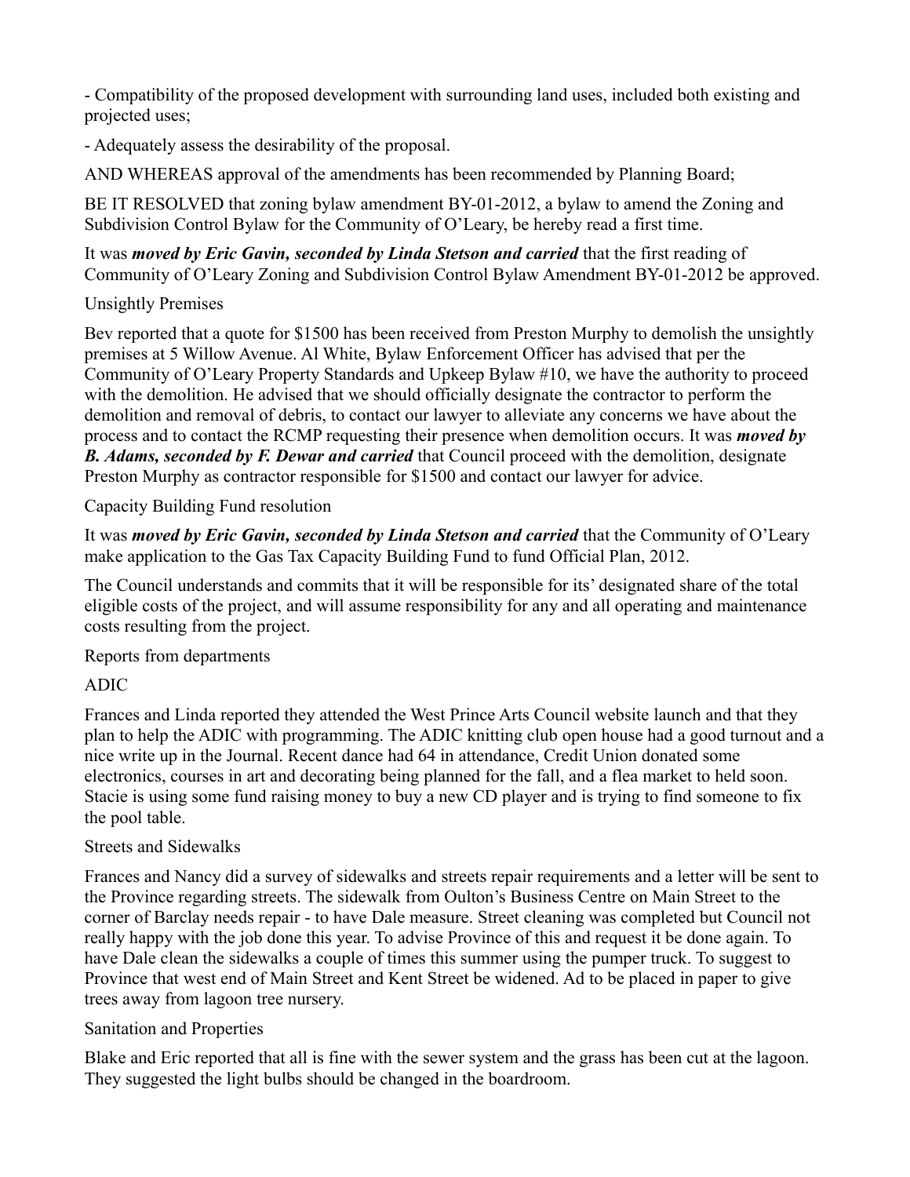- Compatibility of the proposed development with surrounding land uses, included both existing and projected uses;

- Adequately assess the desirability of the proposal.

AND WHEREAS approval of the amendments has been recommended by Planning Board;

BE IT RESOLVED that zoning bylaw amendment BY-01-2012, a bylaw to amend the Zoning and Subdivision Control Bylaw for the Community of O'Leary, be hereby read a first time.

It was ***moved by Eric Gavin, seconded by Linda Stetson and carried*** that the first reading of Community of O'Leary Zoning and Subdivision Control Bylaw Amendment BY-01-2012 be approved.

Unsightly Premises

Bev reported that a quote for $1500 has been received from Preston Murphy to demolish the unsightly premises at 5 Willow Avenue. Al White, Bylaw Enforcement Officer has advised that per the Community of O'Leary Property Standards and Upkeep Bylaw #10, we have the authority to proceed with the demolition. He advised that we should officially designate the contractor to perform the demolition and removal of debris, to contact our lawyer to alleviate any concerns we have about the process and to contact the RCMP requesting their presence when demolition occurs. It was ***moved by B. Adams, seconded by F. Dewar and carried*** that Council proceed with the demolition, designate Preston Murphy as contractor responsible for $1500 and contact our lawyer for advice.

Capacity Building Fund resolution

It was ***moved by Eric Gavin, seconded by Linda Stetson and carried*** that the Community of O'Leary make application to the Gas Tax Capacity Building Fund to fund Official Plan, 2012.

The Council understands and commits that it will be responsible for its' designated share of the total eligible costs of the project, and will assume responsibility for any and all operating and maintenance costs resulting from the project.

Reports from departments

ADIC

Frances and Linda reported they attended the West Prince Arts Council website launch and that they plan to help the ADIC with programming. The ADIC knitting club open house had a good turnout and a nice write up in the Journal. Recent dance had 64 in attendance, Credit Union donated some electronics, courses in art and decorating being planned for the fall, and a flea market to held soon. Stacie is using some fund raising money to buy a new CD player and is trying to find someone to fix the pool table.

Streets and Sidewalks

Frances and Nancy did a survey of sidewalks and streets repair requirements and a letter will be sent to the Province regarding streets. The sidewalk from Oulton's Business Centre on Main Street to the corner of Barclay needs repair - to have Dale measure. Street cleaning was completed but Council not really happy with the job done this year. To advise Province of this and request it be done again. To have Dale clean the sidewalks a couple of times this summer using the pumper truck. To suggest to Province that west end of Main Street and Kent Street be widened. Ad to be placed in paper to give trees away from lagoon tree nursery.

Sanitation and Properties

Blake and Eric reported that all is fine with the sewer system and the grass has been cut at the lagoon. They suggested the light bulbs should be changed in the boardroom.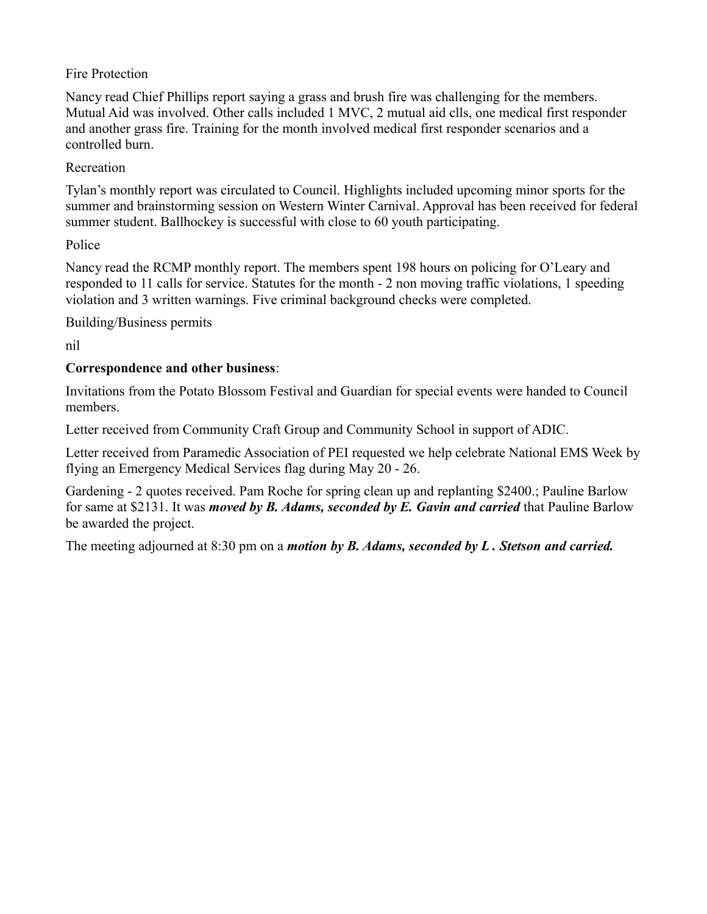Fire Protection

Nancy read Chief Phillips report saying a grass and brush fire was challenging for the members. Mutual Aid was involved. Other calls included 1 MVC, 2 mutual aid clls, one medical first responder and another grass fire. Training for the month involved medical first responder scenarios and a controlled burn.

Recreation

Tylan's monthly report was circulated to Council. Highlights included upcoming minor sports for the summer and brainstorming session on Western Winter Carnival. Approval has been received for federal summer student. Ballhockey is successful with close to 60 youth participating.

Police

Nancy read the RCMP monthly report. The members spent 198 hours on policing for O'Leary and responded to 11 calls for service. Statutes for the month - 2 non moving traffic violations, 1 speeding violation and 3 written warnings. Five criminal background checks were completed.

Building/Business permits

nil

**Correspondence and other business**:

Invitations from the Potato Blossom Festival and Guardian for special events were handed to Council members.

Letter received from Community Craft Group and Community School in support of ADIC.

Letter received from Paramedic Association of PEI requested we help celebrate National EMS Week by flying an Emergency Medical Services flag during May 20 - 26.

Gardening - 2 quotes received. Pam Roche for spring clean up and replanting $2400.; Pauline Barlow for same at $2131. It was ***moved by B. Adams, seconded by E. Gavin and carried*** that Pauline Barlow be awarded the project.

The meeting adjourned at 8:30 pm on a ***motion by B. Adams, seconded by L . Stetson and carried.***